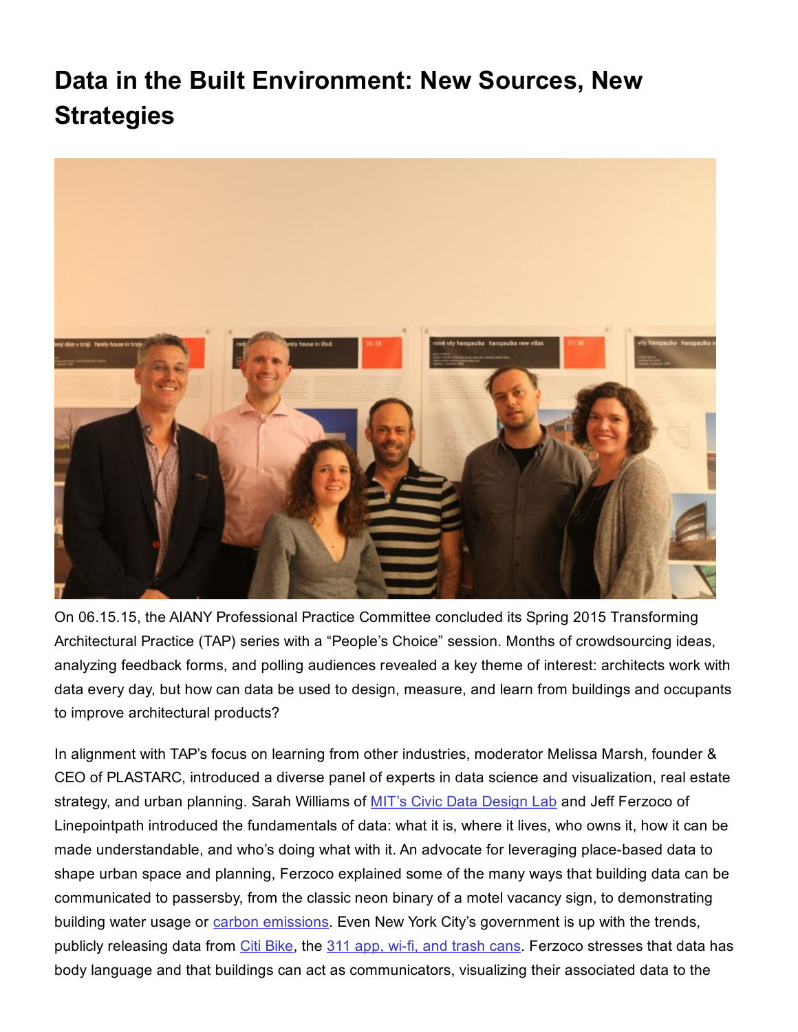# Data in the Built Environment: New Sources, New Strategies

On 06.15.15, the AIANY Professional Practice Committee concluded its Spring 2015 Transforming Architectural Practice (TAP) series with a "People's Choice" session. Months of crowdsourcing ideas, analyzing feedback forms, and polling audiences revealed a key theme of interest: architects work with data every day, but how can data be used to design, measure, and learn from buildings and occupants to improve architectural products?

In alignment with TAP's focus on learning from other industries, moderator Melissa Marsh, founder & CEO of PLASTARC, introduced a diverse panel of experts in data science and visualization, real estate strategy, and urban planning. Sarah Williams of MIT's Civic Data Design Lab and Jeff Ferzoco of Linepointpath introduced the fundamentals of data: what it is, where it lives, who owns it, how it can be made understandable, and who's doing what with it. An advocate for leveraging place-based data to shape urban space and planning, Ferzoco explained some of the many ways that building data can be communicated to passersby, from the classic neon binary of a motel vacancy sign, to demonstrating building water usage or carbon emissions. Even New York City's government is up with the trends, publicly releasing data from Citi Bike, the 311 app, wi-fi, and trash cans. Ferzoco stresses that data has body language and that buildings can act as communicators, visualizing their associated data to the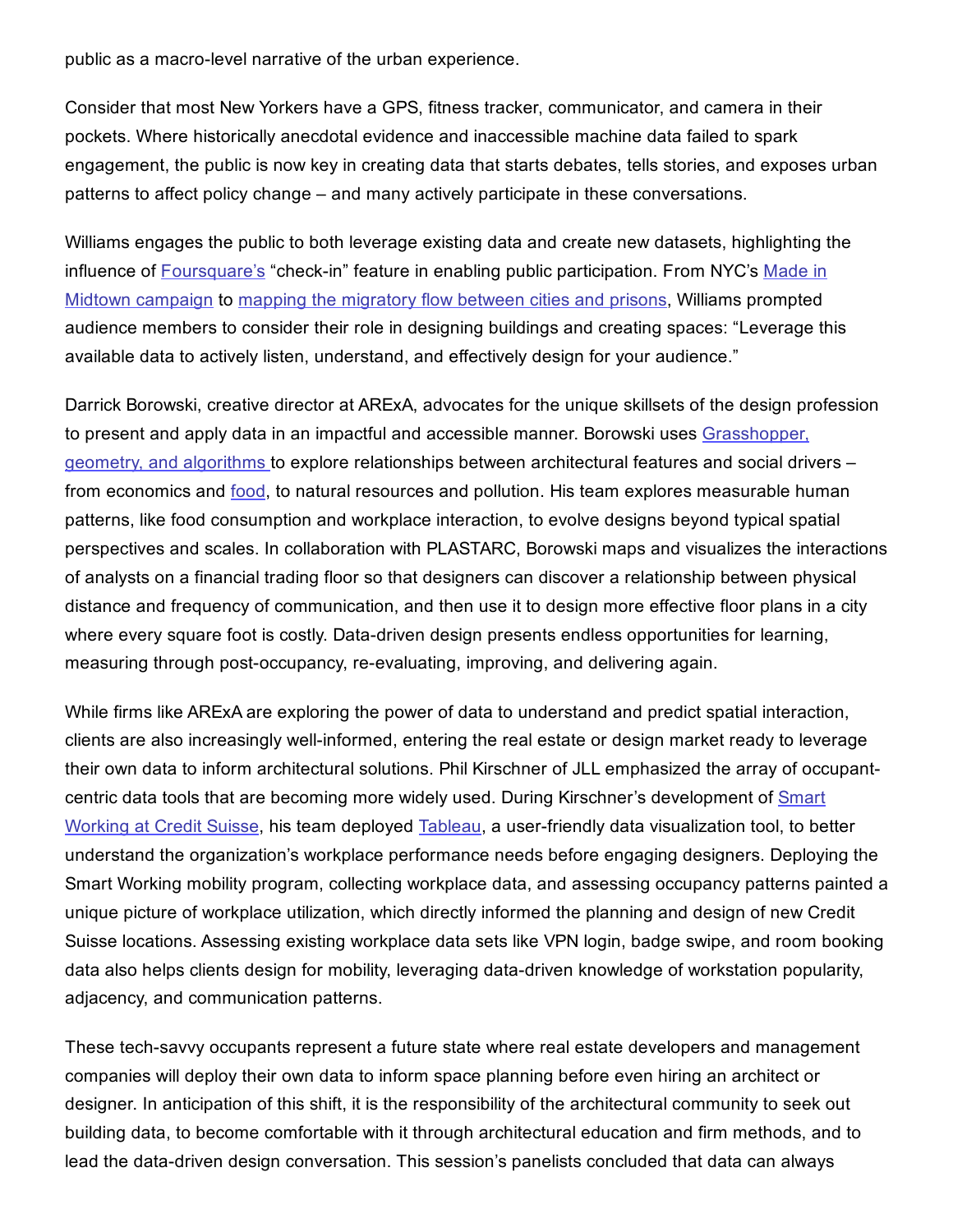public as a macro-level narrative of the urban experience.

Consider that most New Yorkers have a GPS, fitness tracker, communicator, and camera in their pockets. Where historically anecdotal evidence and inaccessible machine data failed to spark engagement, the public is now key in creating data that starts debates, tells stories, and exposes urban patterns to affect policy change – and many actively participate in these conversations.

Williams engages the public to both leverage existing data and create new datasets, highlighting the influence of Foursquare's "check-in" feature in enabling public participation. From NYC's Made in Midtown campaign to mapping the migratory flow between cities and prisons, Williams prompted audience members to consider their role in designing buildings and creating spaces: "Leverage this available data to actively listen, understand, and effectively design for your audience."

Darrick Borowski, creative director at AREXA, advocates for the unique skillsets of the design profession to present and apply data in an impactful and accessible manner. Borowski uses Grasshopper, geometry, and algorithms to explore relationships between architectural features and social drivers – from economics and food, to natural resources and pollution. His team explores measurable human patterns, like food consumption and workplace interaction, to evolve designs beyond typical spatial perspectives and scales. In collaboration with PLASTARC, Borowski maps and visualizes the interactions of analysts on a financial trading floor so that designers can discover a relationship between physical distance and frequency of communication, and then use it to design more effective floor plans in a city where every square foot is costly. Data-driven design presents endless opportunities for learning, measuring through post-occupancy, re-evaluating, improving, and delivering again.

While firms like AREXA are exploring the power of data to understand and predict spatial interaction, clients are also increasingly well-informed, entering the real estate or design market ready to leverage their own data to inform architectural solutions. Phil Kirschner of JLL emphasized the array of occupant-centric data tools that are becoming more widely used. During Kirschner's development of Smart Working at Credit Suisse, his team deployed Tableau, a user-friendly data visualization tool, to better understand the organization's workplace performance needs before engaging designers. Deploying the Smart Working mobility program, collecting workplace data, and assessing occupancy patterns painted a unique picture of workplace utilization, which directly informed the planning and design of new Credit Suisse locations. Assessing existing workplace data sets like VPN login, badge swipe, and room booking data also helps clients design for mobility, leveraging data-driven knowledge of workstation popularity, adjacency, and communication patterns.

These tech-savvy occupants represent a future state where real estate developers and management companies will deploy their own data to inform space planning before even hiring an architect or designer. In anticipation of this shift, it is the responsibility of the architectural community to seek out building data, to become comfortable with it through architectural education and firm methods, and to lead the data-driven design conversation. This session's panelists concluded that data can always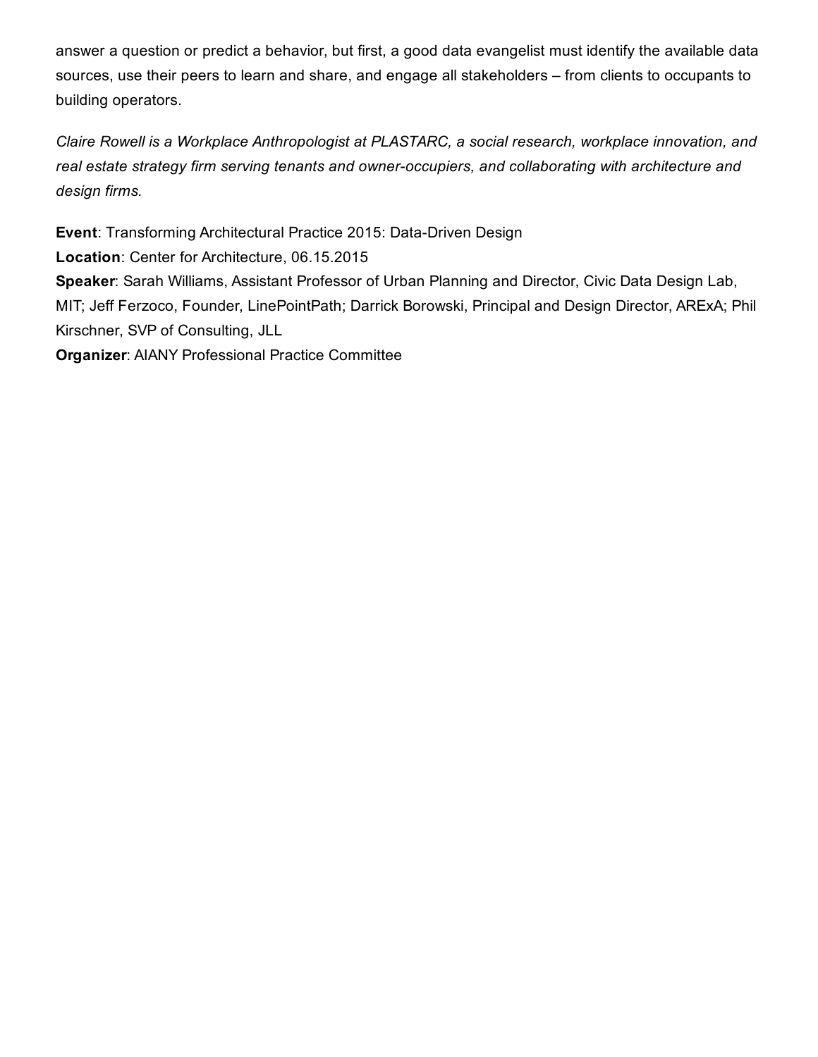answer a question or predict a behavior, but first, a good data evangelist must identify the available data sources, use their peers to learn and share, and engage all stakeholders – from clients to occupants to building operators.

*Claire Rowell is a Workplace Anthropologist at PLASTARC, a social research, workplace innovation, and real estate strategy firm serving tenants and owner-occupiers, and collaborating with architecture and design firms.*

**Event**: Transforming Architectural Practice 2015: Data-Driven Design
**Location**: Center for Architecture, 06.15.2015
**Speaker**: Sarah Williams, Assistant Professor of Urban Planning and Director, Civic Data Design Lab, MIT; Jeff Ferzoco, Founder, LinePointPath; Darrick Borowski, Principal and Design Director, ARExA; Phil Kirschner, SVP of Consulting, JLL
**Organizer**: AIANY Professional Practice Committee